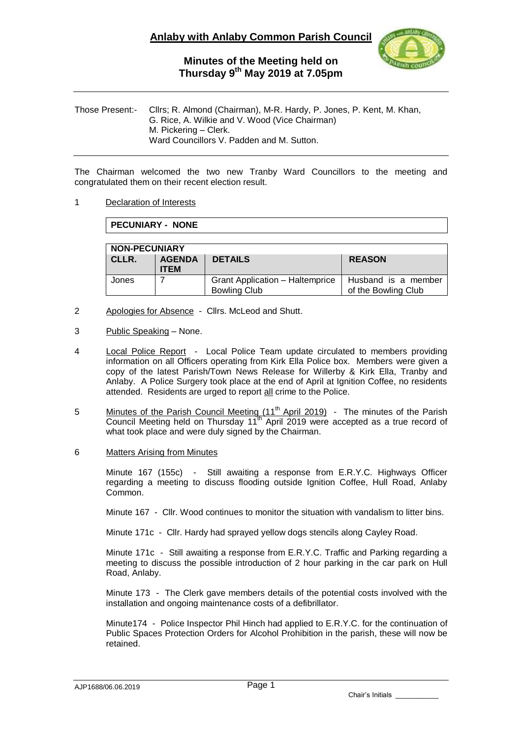# Anlaby with Anlaby Common Parish Council

## Minutes of the Meeting held on Thursday 9th May 2019 at 7.05pm

Those Present:- Cllrs; R. Almond (Chairman), M-R. Hardy, P. Jones, P. Kent, M. Khan, G. Rice, A. Wilkie and V. Wood (Vice Chairman)
M. Pickering – Clerk.
Ward Councillors V. Padden and M. Sutton.

The Chairman welcomed the two new Tranby Ward Councillors to the meeting and congratulated them on their recent election result.

1 Declaration of Interests

| PECUNIARY - NONE |
|---|

| NON-PECUNIARY | | | |
|---|---|---|---|
| CLLR. | AGENDA ITEM | DETAILS | REASON |
| Jones | 7 | Grant Application – Haltemprice Bowling Club | Husband is a member of the Bowling Club |

2 Apologies for Absence - Cllrs. McLeod and Shutt.

3 Public Speaking – None.

4 Local Police Report - Local Police Team update circulated to members providing information on all Officers operating from Kirk Ella Police box. Members were given a copy of the latest Parish/Town News Release for Willerby & Kirk Ella, Tranby and Anlaby. A Police Surgery took place at the end of April at Ignition Coffee, no residents attended. Residents are urged to report all crime to the Police.

5 Minutes of the Parish Council Meeting (11th April 2019) - The minutes of the Parish Council Meeting held on Thursday 11th April 2019 were accepted as a true record of what took place and were duly signed by the Chairman.

6 Matters Arising from Minutes

Minute 167 (155c) - Still awaiting a response from E.R.Y.C. Highways Officer regarding a meeting to discuss flooding outside Ignition Coffee, Hull Road, Anlaby Common.

Minute 167 - Cllr. Wood continues to monitor the situation with vandalism to litter bins.

Minute 171c - Cllr. Hardy had sprayed yellow dogs stencils along Cayley Road.

Minute 171c - Still awaiting a response from E.R.Y.C. Traffic and Parking regarding a meeting to discuss the possible introduction of 2 hour parking in the car park on Hull Road, Anlaby.

Minute 173 - The Clerk gave members details of the potential costs involved with the installation and ongoing maintenance costs of a defibrillator.

Minute174 - Police Inspector Phil Hinch had applied to E.R.Y.C. for the continuation of Public Spaces Protection Orders for Alcohol Prohibition in the parish, these will now be retained.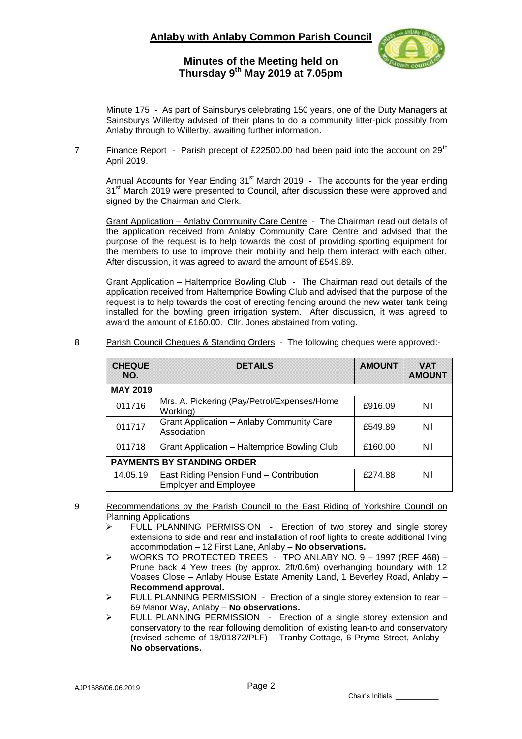Minute 175 - As part of Sainsburys celebrating 150 years, one of the Duty Managers at Sainsburys Willerby advised of their plans to do a community litter-pick possibly from Anlaby through to Willerby, awaiting further information.

7 Finance Report - Parish precept of £22500.00 had been paid into the account on 29th April 2019.

Annual Accounts for Year Ending 31st March 2019 - The accounts for the year ending 31st March 2019 were presented to Council, after discussion these were approved and signed by the Chairman and Clerk.

Grant Application – Anlaby Community Care Centre - The Chairman read out details of the application received from Anlaby Community Care Centre and advised that the purpose of the request is to help towards the cost of providing sporting equipment for the members to use to improve their mobility and help them interact with each other. After discussion, it was agreed to award the amount of £549.89.

Grant Application – Haltemprice Bowling Club - The Chairman read out details of the application received from Haltemprice Bowling Club and advised that the purpose of the request is to help towards the cost of erecting fencing around the new water tank being installed for the bowling green irrigation system. After discussion, it was agreed to award the amount of £160.00. Cllr. Jones abstained from voting.

8 Parish Council Cheques & Standing Orders - The following cheques were approved:-

| CHEQUE NO. | DETAILS | AMOUNT | VAT AMOUNT |
|---|---|---|---|
| **MAY 2019** | | | |
| 011716 | Mrs. A. Pickering (Pay/Petrol/Expenses/Home Working) | £916.09 | Nil |
| 011717 | Grant Application – Anlaby Community Care Association | £549.89 | Nil |
| 011718 | Grant Application – Haltemprice Bowling Club | £160.00 | Nil |
| **PAYMENTS BY STANDING ORDER** | | | |
| 14.05.19 | East Riding Pension Fund – Contribution Employer and Employee | £274.88 | Nil |

9 Recommendations by the Parish Council to the East Riding of Yorkshire Council on Planning Applications

- FULL PLANNING PERMISSION - Erection of two storey and single storey extensions to side and rear and installation of roof lights to create additional living accommodation – 12 First Lane, Anlaby – **No observations.**
- WORKS TO PROTECTED TREES - TPO ANLABY NO. 9 – 1997 (REF 468) – Prune back 4 Yew trees (by approx. 2ft/0.6m) overhanging boundary with 12 Voases Close – Anlaby House Estate Amenity Land, 1 Beverley Road, Anlaby – **Recommend approval.**
- FULL PLANNING PERMISSION - Erection of a single storey extension to rear – 69 Manor Way, Anlaby – **No observations.**
- FULL PLANNING PERMISSION - Erection of a single storey extension and conservatory to the rear following demolition of existing lean-to and conservatory (revised scheme of 18/01872/PLF) – Tranby Cottage, 6 Pryme Street, Anlaby – **No observations.**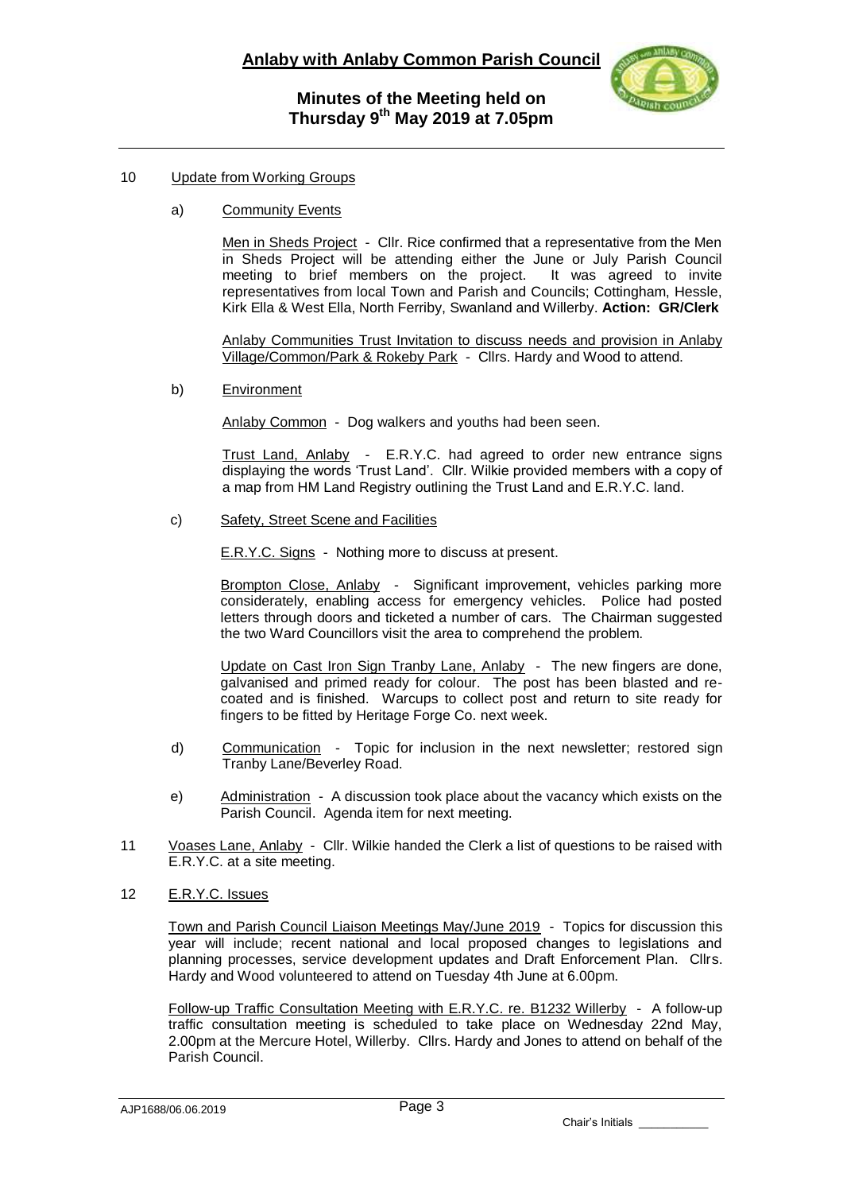# Anlaby with Anlaby Common Parish Council

## Minutes of the Meeting held on Thursday 9th May 2019 at 7.05pm

10 Update from Working Groups

a) Community Events

Men in Sheds Project - Cllr. Rice confirmed that a representative from the Men in Sheds Project will be attending either the June or July Parish Council meeting to brief members on the project. It was agreed to invite representatives from local Town and Parish and Councils; Cottingham, Hessle, Kirk Ella & West Ella, North Ferriby, Swanland and Willerby. **Action: GR/Clerk**

Anlaby Communities Trust Invitation to discuss needs and provision in Anlaby Village/Common/Park & Rokeby Park - Cllrs. Hardy and Wood to attend.

b) Environment

Anlaby Common - Dog walkers and youths had been seen.

Trust Land, Anlaby - E.R.Y.C. had agreed to order new entrance signs displaying the words 'Trust Land'. Cllr. Wilkie provided members with a copy of a map from HM Land Registry outlining the Trust Land and E.R.Y.C. land.

c) Safety, Street Scene and Facilities

E.R.Y.C. Signs - Nothing more to discuss at present.

Brompton Close, Anlaby - Significant improvement, vehicles parking more considerately, enabling access for emergency vehicles. Police had posted letters through doors and ticketed a number of cars. The Chairman suggested the two Ward Councillors visit the area to comprehend the problem.

Update on Cast Iron Sign Tranby Lane, Anlaby - The new fingers are done, galvanised and primed ready for colour. The post has been blasted and re-coated and is finished. Warcups to collect post and return to site ready for fingers to be fitted by Heritage Forge Co. next week.

d) Communication - Topic for inclusion in the next newsletter; restored sign Tranby Lane/Beverley Road.

e) Administration - A discussion took place about the vacancy which exists on the Parish Council. Agenda item for next meeting.

11 Voases Lane, Anlaby - Cllr. Wilkie handed the Clerk a list of questions to be raised with E.R.Y.C. at a site meeting.

12 E.R.Y.C. Issues

Town and Parish Council Liaison Meetings May/June 2019 - Topics for discussion this year will include; recent national and local proposed changes to legislations and planning processes, service development updates and Draft Enforcement Plan. Cllrs. Hardy and Wood volunteered to attend on Tuesday 4th June at 6.00pm.

Follow-up Traffic Consultation Meeting with E.R.Y.C. re. B1232 Willerby - A follow-up traffic consultation meeting is scheduled to take place on Wednesday 22nd May, 2.00pm at the Mercure Hotel, Willerby. Cllrs. Hardy and Jones to attend on behalf of the Parish Council.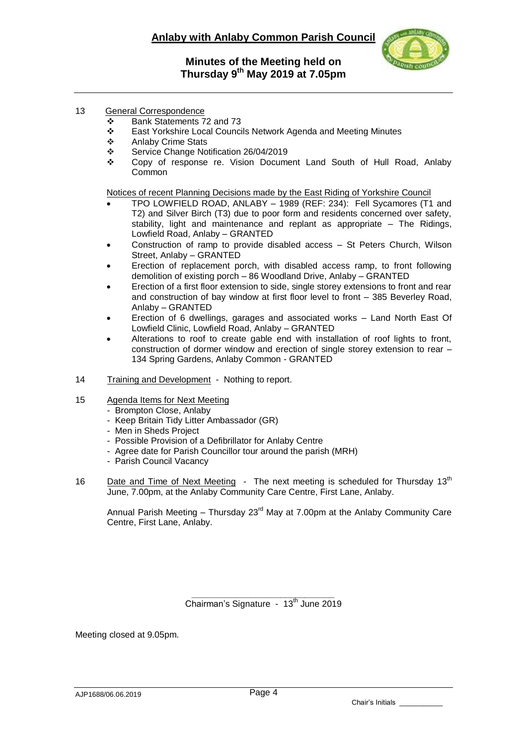# Anlaby with Anlaby Common Parish Council

## Minutes of the Meeting held on Thursday 9th May 2019 at 7.05pm

13 General Correspondence

- Bank Statements 72 and 73
- East Yorkshire Local Councils Network Agenda and Meeting Minutes
- Anlaby Crime Stats
- Service Change Notification 26/04/2019
- Copy of response re. Vision Document Land South of Hull Road, Anlaby Common

Notices of recent Planning Decisions made by the East Riding of Yorkshire Council

- TPO LOWFIELD ROAD, ANLABY – 1989 (REF: 234): Fell Sycamores (T1 and T2) and Silver Birch (T3) due to poor form and residents concerned over safety, stability, light and maintenance and replant as appropriate – The Ridings, Lowfield Road, Anlaby – GRANTED
- Construction of ramp to provide disabled access – St Peters Church, Wilson Street, Anlaby – GRANTED
- Erection of replacement porch, with disabled access ramp, to front following demolition of existing porch – 86 Woodland Drive, Anlaby – GRANTED
- Erection of a first floor extension to side, single storey extensions to front and rear and construction of bay window at first floor level to front – 385 Beverley Road, Anlaby – GRANTED
- Erection of 6 dwellings, garages and associated works – Land North East Of Lowfield Clinic, Lowfield Road, Anlaby – GRANTED
- Alterations to roof to create gable end with installation of roof lights to front, construction of dormer window and erection of single storey extension to rear – 134 Spring Gardens, Anlaby Common - GRANTED

14 Training and Development - Nothing to report.

15 Agenda Items for Next Meeting

- Brompton Close, Anlaby
- Keep Britain Tidy Litter Ambassador (GR)
- Men in Sheds Project
- Possible Provision of a Defibrillator for Anlaby Centre
- Agree date for Parish Councillor tour around the parish (MRH)
- Parish Council Vacancy

16 Date and Time of Next Meeting - The next meeting is scheduled for Thursday 13th June, 7.00pm, at the Anlaby Community Care Centre, First Lane, Anlaby.

Annual Parish Meeting – Thursday 23rd May at 7.00pm at the Anlaby Community Care Centre, First Lane, Anlaby.

\_\_\_\_\_\_\_\_\_\_\_\_\_\_\_\_\_\_\_\_\_\_\_\_\_\_\_\_\_\_

Chairman's Signature - 13th June 2019

Meeting closed at 9.05pm.

AJP1688/06.06.2019

Chair's Initials \_\_\_\_\_\_\_\_\_\_\_